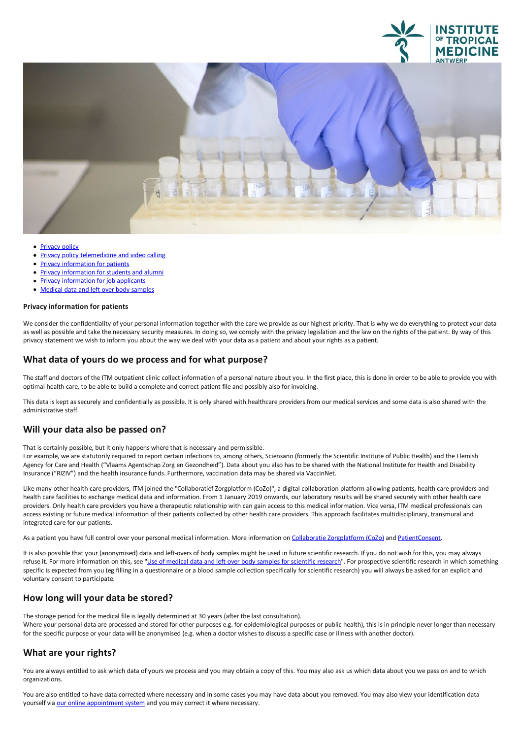- [Privacy policy]
- [Privacy policy telemedicine and video calling]
- [Privacy information for patients]
- [Privacy information for students and alumni]
- [Privacy information for job applicants]
- [Medical data and left-over body samples]

**Privacy information for patients**

We consider the confidentiality of your personal information together with the care we provide as our highest priority. That is why we do everything to protect your data as well as possible and take the necessary security measures. In doing so, we comply with the privacy legislation and the law on the rights of the patient. By way of this privacy statement we wish to inform you about the way we deal with your data as a patient and about your rights as a patient.

## What data of yours do we process and for what purpose?

The staff and doctors of the ITM outpatient clinic collect information of a personal nature about you. In the first place, this is done in order to be able to provide you with optimal health care, to be able to build a complete and correct patient file and possibly also for invoicing.

This data is kept as securely and confidentially as possible. It is only shared with healthcare providers from our medical services and some data is also shared with the administrative staff.

## Will your data also be passed on?

That is certainly possible, but it only happens where that is necessary and permissible.
For example, we are statutorily required to report certain infections to, among others, Sciensano (formerly the Scientific Institute of Public Health) and the Flemish Agency for Care and Health ("Vlaams Agentschap Zorg en Gezondheid"). Data about you also has to be shared with the National Institute for Health and Disability Insurance ("RIZIV") and the health insurance funds. Furthermore, vaccination data may be shared via VaccinNet.

Like many other health care providers, ITM joined the "Collaboratief Zorgplatform (CoZo)", a digital collaboration platform allowing patients, health care providers and health care facilities to exchange medical data and information. From 1 January 2019 onwards, our laboratory results will be shared securely with other health care providers. Only health care providers you have a therapeutic relationship with can gain access to this medical information. Vice versa, ITM medical professionals can access existing or future medical information of their patients collected by other health care providers. This approach facilitates multidisciplinary, transmural and integrated care for our patients.

As a patient you have full control over your personal medical information. More information on [Collaboratie Zorgplatform (CoZo)] and [PatientConsent].

It is also possible that your (anonymised) data and left-overs of body samples might be used in future scientific research. If you do not wish for this, you may always refuse it. For more information on this, see "[Use of medical data and left-over body samples for scientific research]". For prospective scientific research in which something specific is expected from you (eg filling in a questionnaire or a blood sample collection specifically for scientific research) you will always be asked for an explicit and voluntary consent to participate.

## How long will your data be stored?

The storage period for the medical file is legally determined at 30 years (after the last consultation).
Where your personal data are processed and stored for other purposes e.g. for epidemiological purposes or public health), this is in principle never longer than necessary for the specific purpose or your data will be anonymised (e.g. when a doctor wishes to discuss a specific case or illness with another doctor).

## What are your rights?

You are always entitled to ask which data of yours we process and you may obtain a copy of this. You may also ask us which data about you we pass on and to which organizations.

You are also entitled to have data corrected where necessary and in some cases you may have data about you removed. You may also view your identification data yourself via [our online appointment system] and you may correct it where necessary.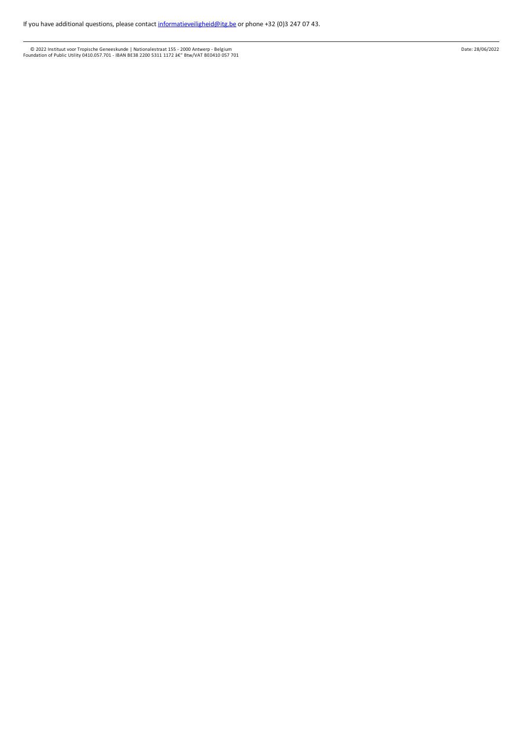If you have additional questions, please contact [informatieveiligheid@itg.be](mailto:informatieveiligheid@itg.be) or phone +32 (0)3 247 07 43.

---

© 2022 Instituut voor Tropische Geneeskunde | Nationalestraat 155 - 2000 Antwerp - Belgium
Foundation of Public Utility 0410.057.701 - IBAN BE38 2200 5311 1172 â€" Btw/VAT BE0410 057 701

Date: 28/06/2022